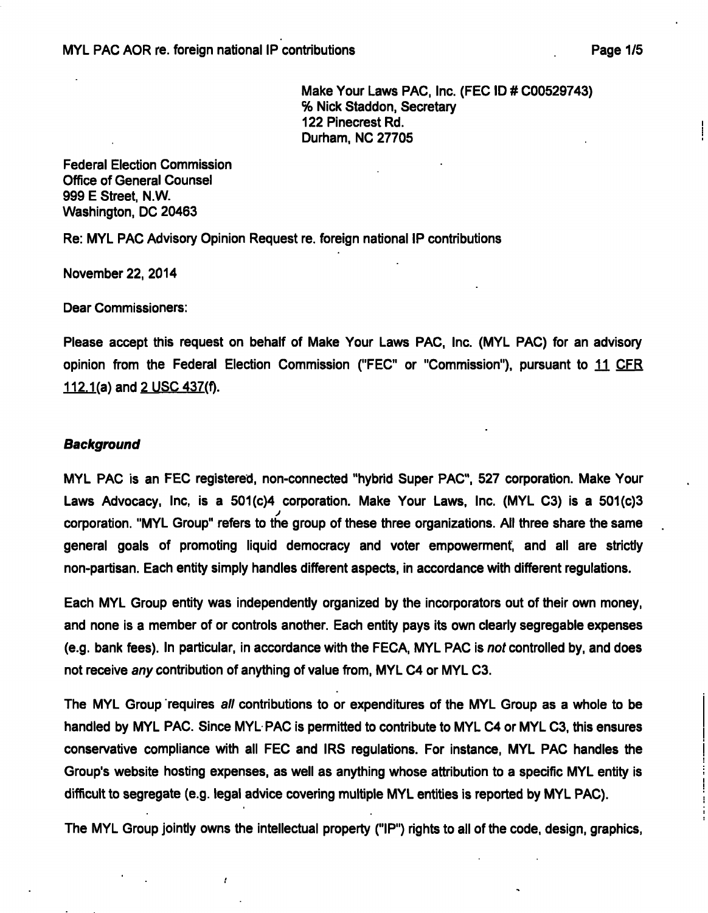Make Your Laws PAC, Inc. (FEC ID # C00529743)
% Nick Staddon, Secretary
122 Pinecrest Rd.
Durham, NC 27705

Federal Election Commission
Office of General Counsel
999 E Street, N.W.
Washington, DC 20463

Re: MYL PAC Advisory Opinion Request re. foreign national IP contributions

November 22, 2014

Dear Commissioners:

Please accept this request on behalf of Make Your Laws PAC, Inc. (MYL PAC) for an advisory opinion from the Federal Election Commission ("FEC" or "Commission"), pursuant to 11 CFR 112.1(a) and 2 USC 437(f).

### *Background*

MYL PAC is an FEC registered, non-connected "hybrid Super PAC", 527 corporation. Make Your Laws Advocacy, Inc, is a 501(c)4 corporation. Make Your Laws, Inc. (MYL C3) is a 501(c)3 corporation. "MYL Group" refers to the group of these three organizations. All three share the same general goals of promoting liquid democracy and voter empowerment, and all are strictly non-partisan. Each entity simply handles different aspects, in accordance with different regulations.

Each MYL Group entity was independently organized by the incorporators out of their own money, and none is a member of or controls another. Each entity pays its own clearly segregable expenses (e.g. bank fees). In particular, in accordance with the FECA, MYL PAC is *not* controlled by, and does not receive *any* contribution of anything of value from, MYL C4 or MYL C3.

The MYL Group requires *all* contributions to or expenditures of the MYL Group as a whole to be handled by MYL PAC. Since MYL PAC is permitted to contribute to MYL C4 or MYL C3, this ensures conservative compliance with all FEC and IRS regulations. For instance, MYL PAC handles the Group's website hosting expenses, as well as anything whose attribution to a specific MYL entity is difficult to segregate (e.g. legal advice covering multiple MYL entities is reported by MYL PAC).

The MYL Group jointly owns the intellectual property ("IP") rights to all of the code, design, graphics,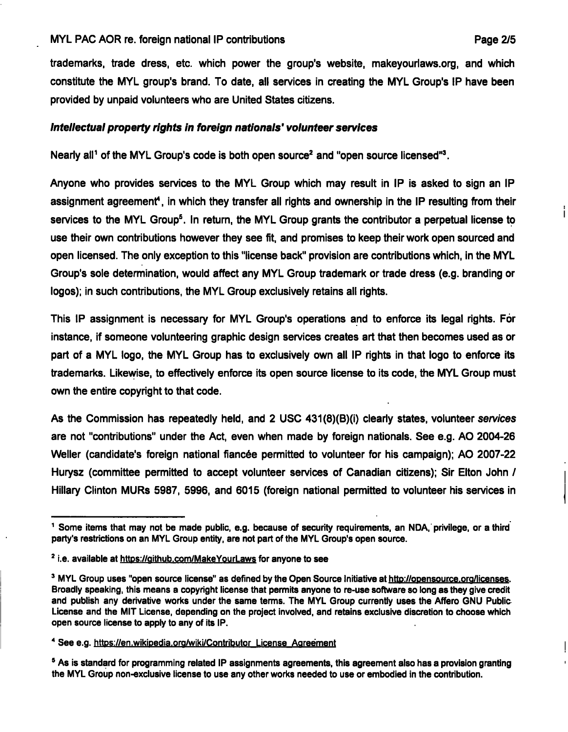trademarks, trade dress, etc. which power the group's website, makeyourlaws.org, and which constitute the MYL group's brand. To date, all services in creating the MYL Group's IP have been provided by unpaid volunteers who are United States citizens.

### *Intellectual property rights in foreign nationals' volunteer services*

Nearly all[1] of the MYL Group's code is both open source[2] and "open source licensed"[3].

Anyone who provides services to the MYL Group which may result in IP is asked to sign an IP assignment agreement[4], in which they transfer all rights and ownership in the IP resulting from their services to the MYL Group[5]. In return, the MYL Group grants the contributor a perpetual license to use their own contributions however they see fit, and promises to keep their work open sourced and open licensed. The only exception to this "license back" provision are contributions which, in the MYL Group's sole determination, would affect any MYL Group trademark or trade dress (e.g. branding or logos); in such contributions, the MYL Group exclusively retains all rights.

This IP assignment is necessary for MYL Group's operations and to enforce its legal rights. For instance, if someone volunteering graphic design services creates art that then becomes used as or part of a MYL logo, the MYL Group has to exclusively own all IP rights in that logo to enforce its trademarks. Likewise, to effectively enforce its open source license to its code, the MYL Group must own the entire copyright to that code.

As the Commission has repeatedly held, and 2 USC 431(8)(B)(i) clearly states, volunteer *services* are not "contributions" under the Act, even when made by foreign nationals. See e.g. AO 2004-26 Weller (candidate's foreign national fiancée permitted to volunteer for his campaign); AO 2007-22 Hurysz (committee permitted to accept volunteer services of Canadian citizens); Sir Elton John / Hillary Clinton MURs 5987, 5996, and 6015 (foreign national permitted to volunteer his services in

---

[1] Some items that may not be made public, e.g. because of security requirements, an NDA, privilege, or a third party's restrictions on an MYL Group entity, are not part of the MYL Group's open source.

[2] i.e. available at https://github.com/MakeYourLaws for anyone to see

[3] MYL Group uses "open source license" as defined by the Open Source Initiative at http://opensource.org/licenses. Broadly speaking, this means a copyright license that permits anyone to re-use software so long as they give credit and publish any derivative works under the same terms. The MYL Group currently uses the Affero GNU Public License and the MIT License, depending on the project involved, and retains exclusive discretion to choose which open source license to apply to any of its IP.

[4] See e.g. https://en.wikipedia.org/wiki/Contributor_License_Agreement

[5] As is standard for programming related IP assignments agreements, this agreement also has a provision granting the MYL Group non-exclusive license to use any other works needed to use or embodied in the contribution.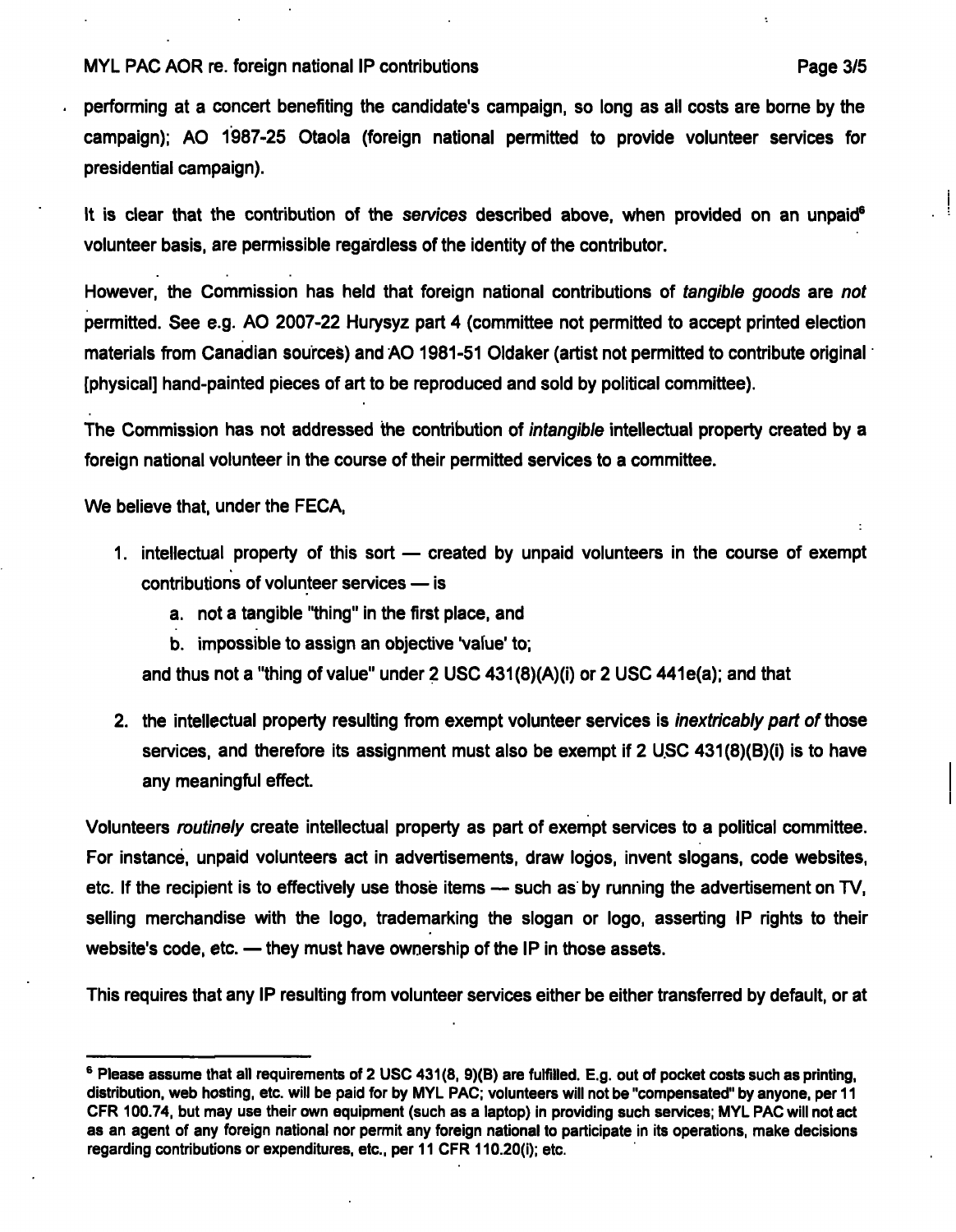performing at a concert benefiting the candidate's campaign, so long as all costs are borne by the campaign); AO 1987-25 Otaola (foreign national permitted to provide volunteer services for presidential campaign).

It is clear that the contribution of the *services* described above, when provided on an unpaid[6] volunteer basis, are permissible regardless of the identity of the contributor.

However, the Commission has held that foreign national contributions of *tangible goods* are *not* permitted. See e.g. AO 2007-22 Hurysyz part 4 (committee not permitted to accept printed election materials from Canadian sources) and AO 1981-51 Oldaker (artist not permitted to contribute original [physical] hand-painted pieces of art to be reproduced and sold by political committee).

The Commission has not addressed the contribution of *intangible* intellectual property created by a foreign national volunteer in the course of their permitted services to a committee.

We believe that, under the FECA,

1. intellectual property of this sort — created by unpaid volunteers in the course of exempt contributions of volunteer services — is
    a. not a tangible "thing" in the first place, and
    b. impossible to assign an objective 'value' to;

    and thus not a "thing of value" under 2 USC 431(8)(A)(i) or 2 USC 441e(a); and that

2. the intellectual property resulting from exempt volunteer services is *inextricably part of* those services, and therefore its assignment must also be exempt if 2 USC 431(8)(B)(i) is to have any meaningful effect.

Volunteers *routinely* create intellectual property as part of exempt services to a political committee. For instance, unpaid volunteers act in advertisements, draw logos, invent slogans, code websites, etc. If the recipient is to effectively use those items — such as by running the advertisement on TV, selling merchandise with the logo, trademarking the slogan or logo, asserting IP rights to their website's code, etc. — they must have ownership of the IP in those assets.

This requires that any IP resulting from volunteer services either be either transferred by default, or at

---

[6] Please assume that all requirements of 2 USC 431(8, 9)(B) are fulfilled. E.g. out of pocket costs such as printing, distribution, web hosting, etc. will be paid for by MYL PAC; volunteers will not be "compensated" by anyone, per 11 CFR 100.74, but may use their own equipment (such as a laptop) in providing such services; MYL PAC will not act as an agent of any foreign national nor permit any foreign national to participate in its operations, make decisions regarding contributions or expenditures, etc., per 11 CFR 110.20(i); etc.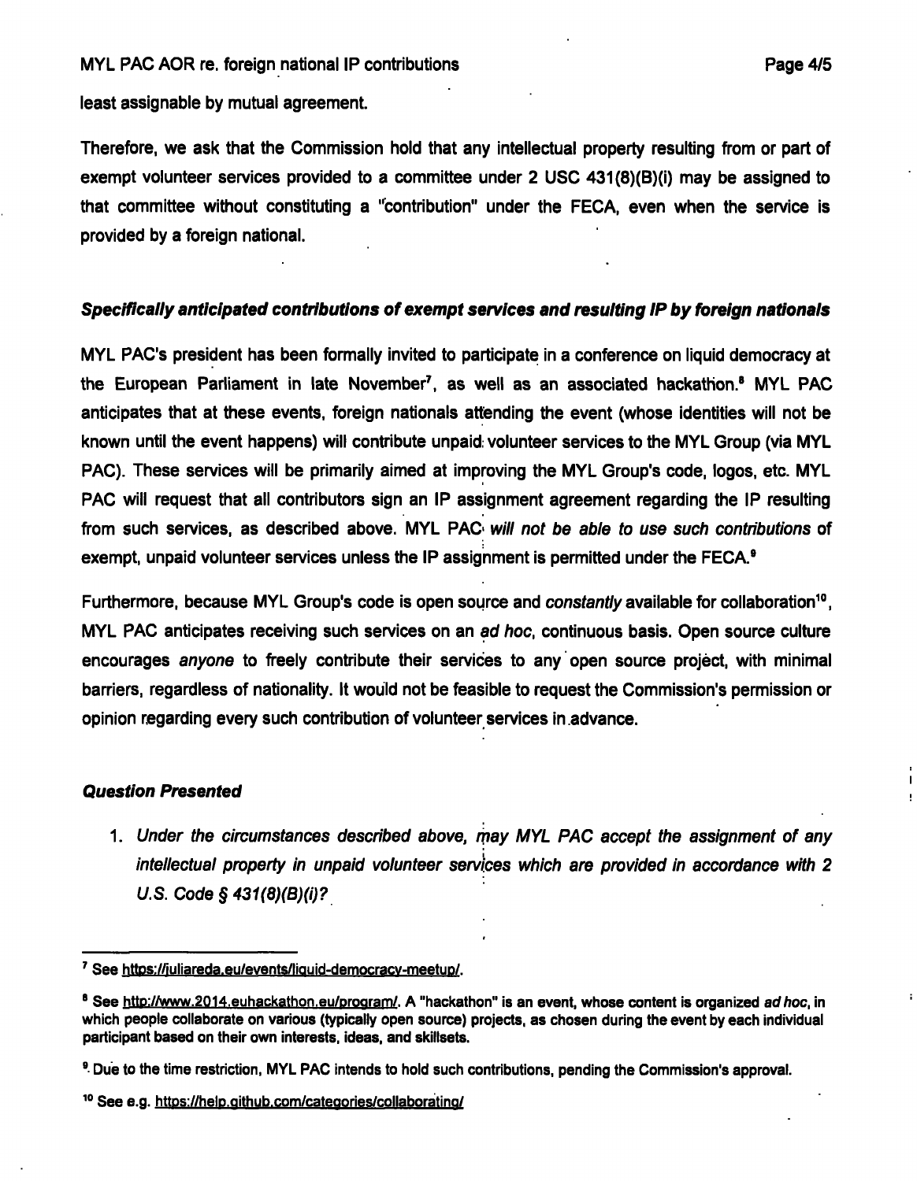least assignable by mutual agreement.

Therefore, we ask that the Commission hold that any intellectual property resulting from or part of exempt volunteer services provided to a committee under 2 USC 431(8)(B)(i) may be assigned to that committee without constituting a "contribution" under the FECA, even when the service is provided by a foreign national.

### *Specifically anticipated contributions of exempt services and resulting IP by foreign nationals*

MYL PAC's president has been formally invited to participate in a conference on liquid democracy at the European Parliament in late November[7], as well as an associated hackathon.[8] MYL PAC anticipates that at these events, foreign nationals attending the event (whose identities will not be known until the event happens) will contribute unpaid volunteer services to the MYL Group (via MYL PAC). These services will be primarily aimed at improving the MYL Group's code, logos, etc. MYL PAC will request that all contributors sign an IP assignment agreement regarding the IP resulting from such services, as described above. MYL PAC *will not be able to use such contributions* of exempt, unpaid volunteer services unless the IP assignment is permitted under the FECA.[9]

Furthermore, because MYL Group's code is open source and *constantly* available for collaboration[10], MYL PAC anticipates receiving such services on an *ad hoc*, continuous basis. Open source culture encourages *anyone* to freely contribute their services to any open source project, with minimal barriers, regardless of nationality. It would not be feasible to request the Commission's permission or opinion regarding every such contribution of volunteer services in advance.

### *Question Presented*

1. *Under the circumstances described above, may MYL PAC accept the assignment of any intellectual property in unpaid volunteer services which are provided in accordance with 2 U.S. Code § 431(8)(B)(i)?*

---

[7] See https://juliareda.eu/events/liquid-democracy-meetup/.

[8] See http://www.2014.euhackathon.eu/program/. A "hackathon" is an event, whose content is organized *ad hoc*, in which people collaborate on various (typically open source) projects, as chosen during the event by each individual participant based on their own interests, ideas, and skillsets.

[9] Due to the time restriction, MYL PAC intends to hold such contributions, pending the Commission's approval.

[10] See e.g. https://help.github.com/categories/collaborating/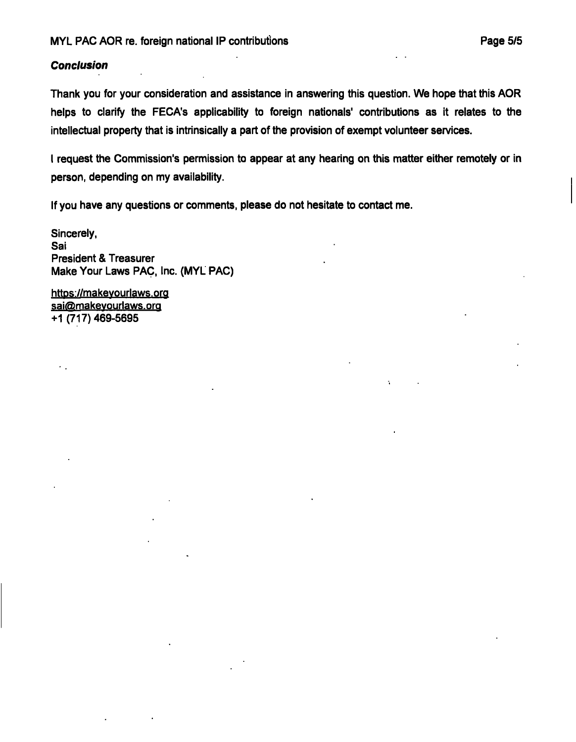***Conclusion***

Thank you for your consideration and assistance in answering this question. We hope that this AOR helps to clarify the FECA's applicability to foreign nationals' contributions as it relates to the intellectual property that is intrinsically a part of the provision of exempt volunteer services.

I request the Commission's permission to appear at any hearing on this matter either remotely or in person, depending on my availability.

If you have any questions or comments, please do not hesitate to contact me.

Sincerely,
Sai
President & Treasurer
Make Your Laws PAC, Inc. (MYL PAC)

https://makeyourlaws.org
sai@makeyourlaws.org
+1 (717) 469-5695